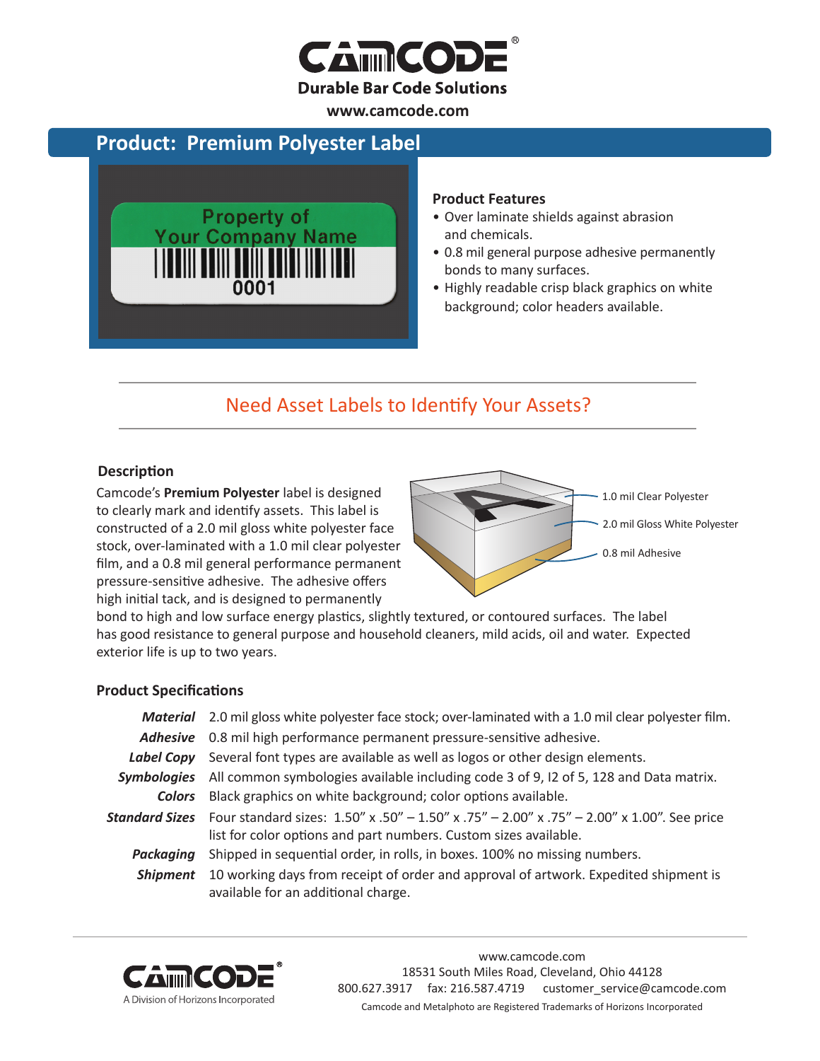# CAMCODE®

**Durable Bar Code Solutions**

**www.camcode.com**

## Product: Premium Polyester Label

### Product Features

- Over laminate shields against abrasion and chemicals.
- 0.8 mil general purpose adhesive permanently bonds to many surfaces.
- Highly readable crisp black graphics on white background; color headers available.

## Need Asset Labels to Identify Your Assets?

### Description

Camcode's **Premium Polyester** label is designed to clearly mark and identify assets. This label is constructed of a 2.0 mil gloss white polyester face stock, over-laminated with a 1.0 mil clear polyester film, and a 0.8 mil general performance permanent pressure-sensitive adhesive. The adhesive offers high initial tack, and is designed to permanently bond to high and low surface energy plastics, slightly textured, or contoured surfaces. The label has good resistance to general purpose and household cleaners, mild acids, oil and water. Expected exterior life is up to two years.

1.0 mil Clear Polyester

2.0 mil Gloss White Polyester

0.8 mil Adhesive

### Product Specifications

***Material*** 2.0 mil gloss white polyester face stock; over-laminated with a 1.0 mil clear polyester film.

***Adhesive*** 0.8 mil high performance permanent pressure-sensitive adhesive.

***Label Copy*** Several font types are available as well as logos or other design elements.

***Symbologies*** All common symbologies available including code 3 of 9, I2 of 5, 128 and Data matrix.

***Colors*** Black graphics on white background; color options available.

***Standard Sizes*** Four standard sizes: 1.50" x .50" – 1.50" x .75" – 2.00" x .75" – 2.00" x 1.00". See price list for color options and part numbers. Custom sizes available.

***Packaging*** Shipped in sequential order, in rolls, in boxes. 100% no missing numbers.

***Shipment*** 10 working days from receipt of order and approval of artwork. Expedited shipment is available for an additional charge.

---

CAMCODE®
A Division of Horizons Incorporated

www.camcode.com
18531 South Miles Road, Cleveland, Ohio 44128
800.627.3917 fax: 216.587.4719 customer_service@camcode.com
Camcode and Metalphoto are Registered Trademarks of Horizons Incorporated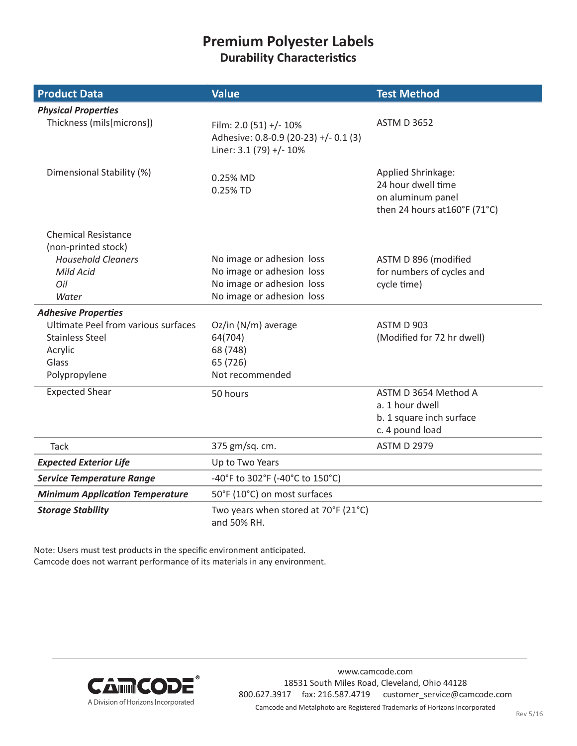# Premium Polyester Labels

## Durability Characteristics

| Product Data | Value | Test Method |
|---|---|---|
| ***Physical Properties*** | | |
| Thickness (mils[microns]) | Film: 2.0 (51) +/- 10%<br>Adhesive: 0.8-0.9 (20-23) +/- 0.1 (3)<br>Liner: 3.1 (79) +/- 10% | ASTM D 3652 |
| Dimensional Stability (%) | 0.25% MD<br>0.25% TD | Applied Shrinkage:<br>24 hour dwell time<br>on aluminum panel<br>then 24 hours at160°F (71°C) |
| Chemical Resistance (non-printed stock) | | |
| *Household Cleaners* | No image or adhesion loss | ASTM D 896 (modified for numbers of cycles and cycle time) |
| *Mild Acid* | No image or adhesion loss | |
| *Oil* | No image or adhesion loss | |
| *Water* | No image or adhesion loss | |
| ***Adhesive Properties*** | | |
| Ultimate Peel from various surfaces | Oz/in (N/m) average | ASTM D 903<br>(Modified for 72 hr dwell) |
| Stainless Steel | 64(704) | |
| Acrylic | 68 (748) | |
| Glass | 65 (726) | |
| Polypropylene | Not recommended | |
| Expected Shear | 50 hours | ASTM D 3654 Method A<br>a. 1 hour dwell<br>b. 1 square inch surface<br>c. 4 pound load |
| Tack | 375 gm/sq. cm. | ASTM D 2979 |
| ***Expected Exterior Life*** | Up to Two Years | |
| ***Service Temperature Range*** | -40°F to 302°F (-40°C to 150°C) | |
| ***Minimum Application Temperature*** | 50°F (10°C) on most surfaces | |
| ***Storage Stability*** | Two years when stored at 70°F (21°C) and 50% RH. | |

Note: Users must test products in the specific environment anticipated.
Camcode does not warrant performance of its materials in any environment.

CAMCODE®
A Division of Horizons Incorporated

www.camcode.com
18531 South Miles Road, Cleveland, Ohio 44128
800.627.3917 fax: 216.587.4719 customer_service@camcode.com
Camcode and Metalphoto are Registered Trademarks of Horizons Incorporated

Rev 5/16